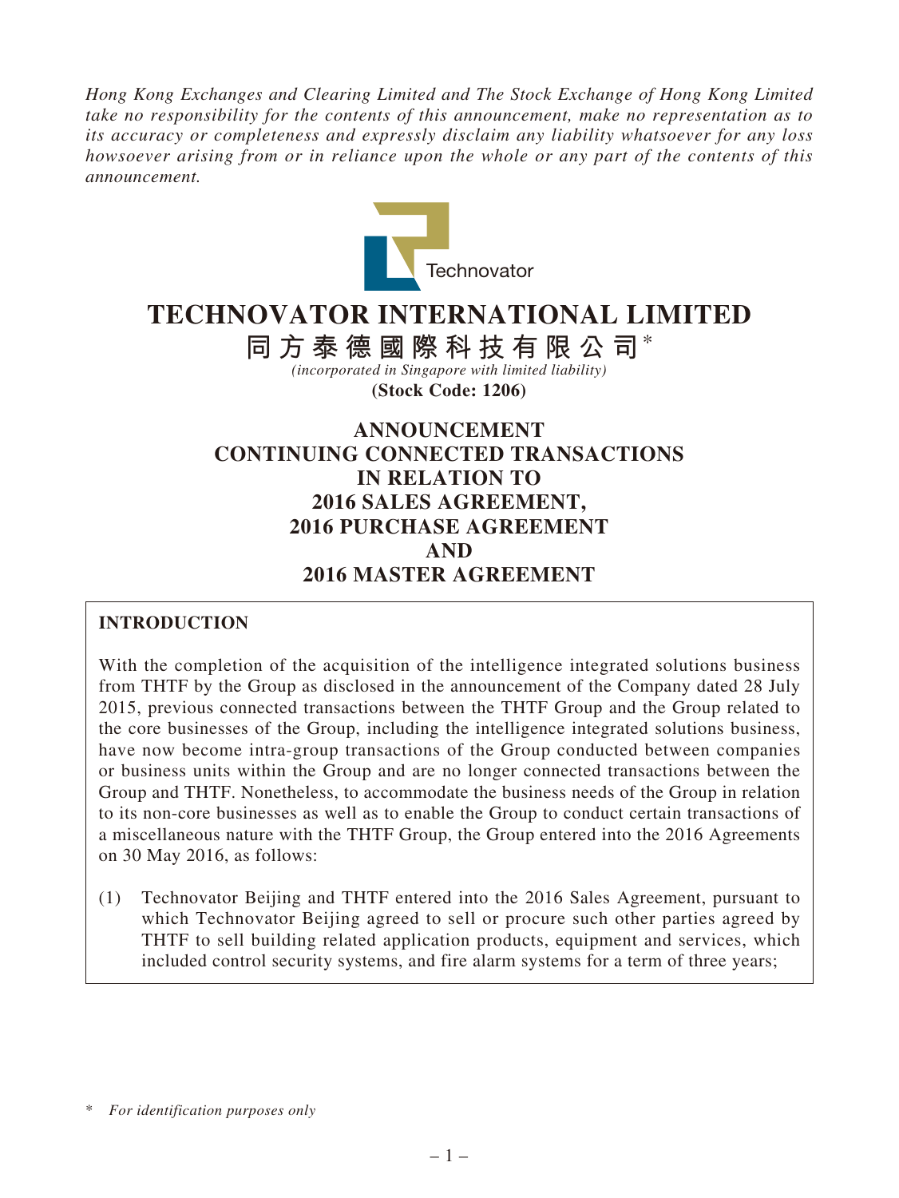*Hong Kong Exchanges and Clearing Limited and The Stock Exchange of Hong Kong Limited take no responsibility for the contents of this announcement, make no representation as to its accuracy or completeness and expressly disclaim any liability whatsoever for any loss howsoever arising from or in reliance upon the whole or any part of the contents of this announcement.*

# TECHNOVATOR INTERNATIONAL LIMITED

## 同方泰德國際科技有限公司*

*(incorporated in Singapore with limited liability)*

**(Stock Code: 1206)**

# ANNOUNCEMENT CONTINUING CONNECTED TRANSACTIONS IN RELATION TO 2016 SALES AGREEMENT, 2016 PURCHASE AGREEMENT AND 2016 MASTER AGREEMENT

**INTRODUCTION**

With the completion of the acquisition of the intelligence integrated solutions business from THTF by the Group as disclosed in the announcement of the Company dated 28 July 2015, previous connected transactions between the THTF Group and the Group related to the core businesses of the Group, including the intelligence integrated solutions business, have now become intra-group transactions of the Group conducted between companies or business units within the Group and are no longer connected transactions between the Group and THTF. Nonetheless, to accommodate the business needs of the Group in relation to its non-core businesses as well as to enable the Group to conduct certain transactions of a miscellaneous nature with the THTF Group, the Group entered into the 2016 Agreements on 30 May 2016, as follows:

(1) Technovator Beijing and THTF entered into the 2016 Sales Agreement, pursuant to which Technovator Beijing agreed to sell or procure such other parties agreed by THTF to sell building related application products, equipment and services, which included control security systems, and fire alarm systems for a term of three years;

\* *For identification purposes only*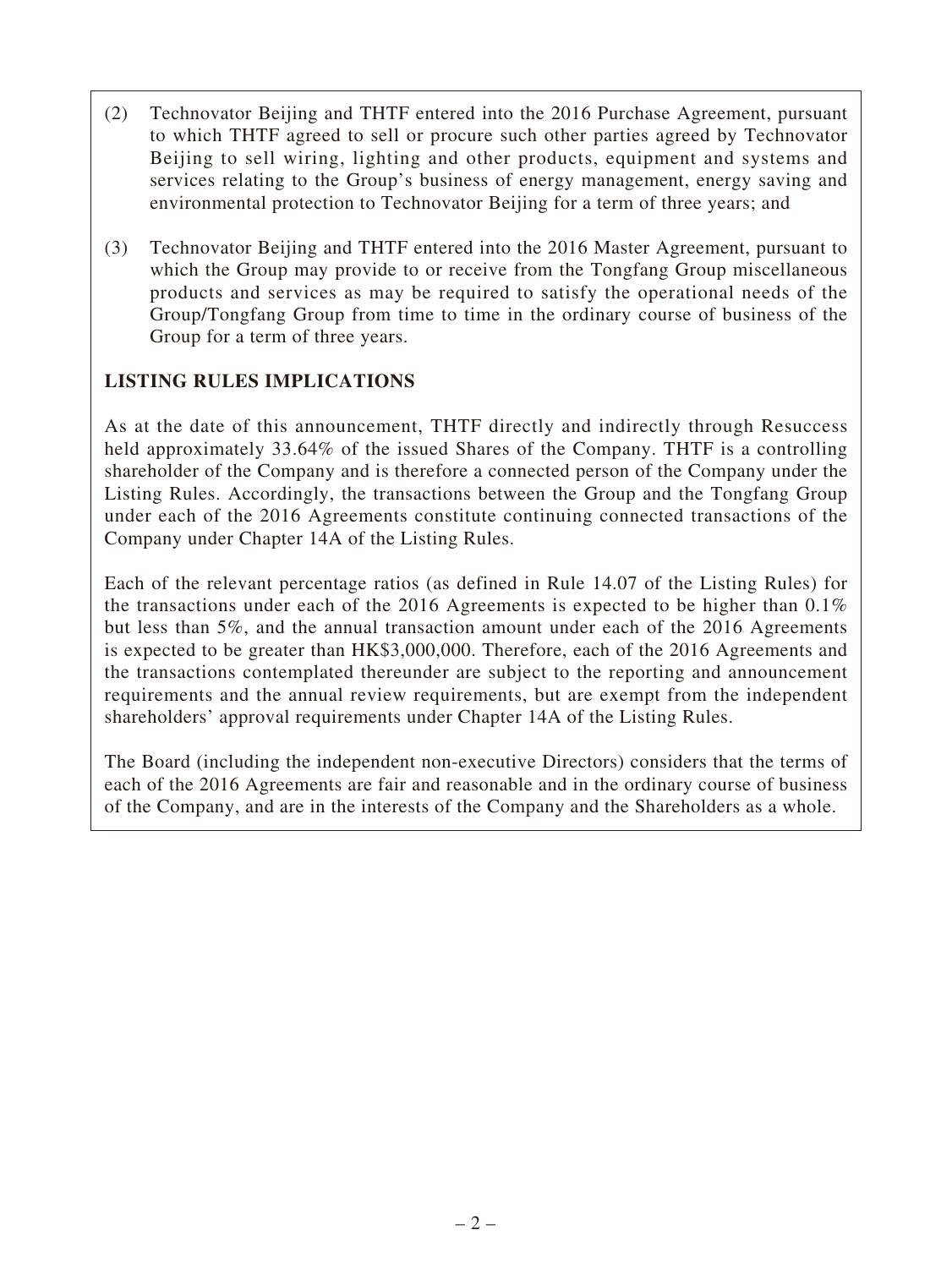(2) Technovator Beijing and THTF entered into the 2016 Purchase Agreement, pursuant to which THTF agreed to sell or procure such other parties agreed by Technovator Beijing to sell wiring, lighting and other products, equipment and systems and services relating to the Group's business of energy management, energy saving and environmental protection to Technovator Beijing for a term of three years; and

(3) Technovator Beijing and THTF entered into the 2016 Master Agreement, pursuant to which the Group may provide to or receive from the Tongfang Group miscellaneous products and services as may be required to satisfy the operational needs of the Group/Tongfang Group from time to time in the ordinary course of business of the Group for a term of three years.

**LISTING RULES IMPLICATIONS**

As at the date of this announcement, THTF directly and indirectly through Resuccess held approximately 33.64% of the issued Shares of the Company. THTF is a controlling shareholder of the Company and is therefore a connected person of the Company under the Listing Rules. Accordingly, the transactions between the Group and the Tongfang Group under each of the 2016 Agreements constitute continuing connected transactions of the Company under Chapter 14A of the Listing Rules.

Each of the relevant percentage ratios (as defined in Rule 14.07 of the Listing Rules) for the transactions under each of the 2016 Agreements is expected to be higher than 0.1% but less than 5%, and the annual transaction amount under each of the 2016 Agreements is expected to be greater than HK$3,000,000. Therefore, each of the 2016 Agreements and the transactions contemplated thereunder are subject to the reporting and announcement requirements and the annual review requirements, but are exempt from the independent shareholders' approval requirements under Chapter 14A of the Listing Rules.

The Board (including the independent non-executive Directors) considers that the terms of each of the 2016 Agreements are fair and reasonable and in the ordinary course of business of the Company, and are in the interests of the Company and the Shareholders as a whole.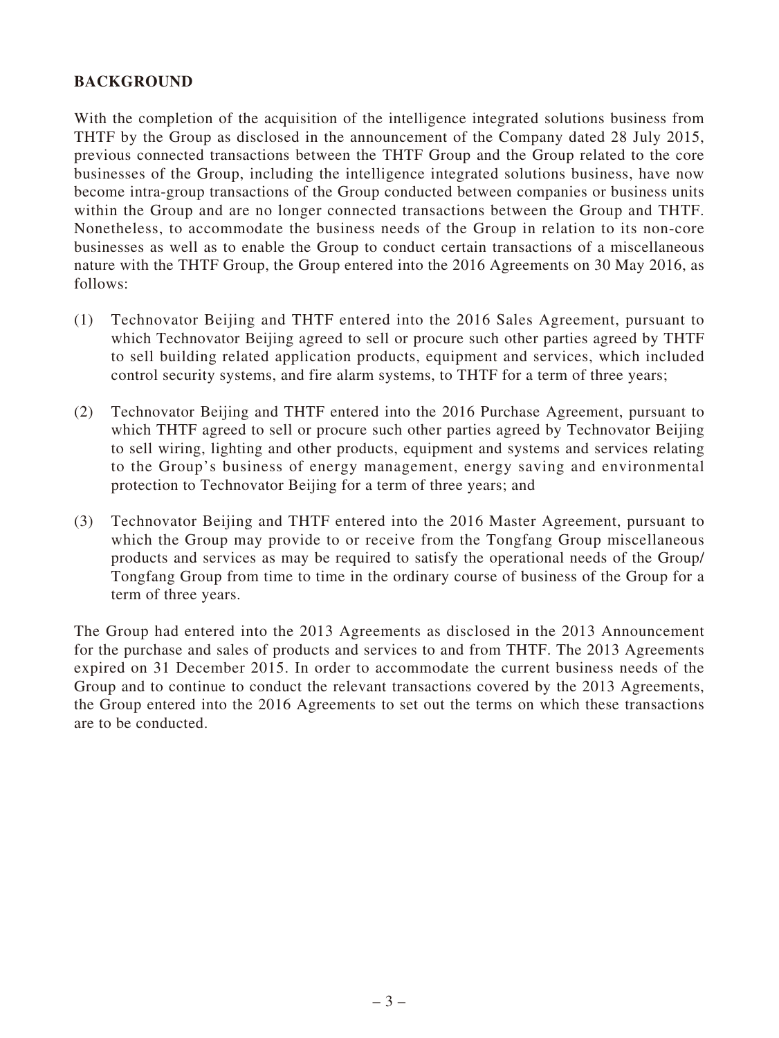**BACKGROUND**

With the completion of the acquisition of the intelligence integrated solutions business from THTF by the Group as disclosed in the announcement of the Company dated 28 July 2015, previous connected transactions between the THTF Group and the Group related to the core businesses of the Group, including the intelligence integrated solutions business, have now become intra-group transactions of the Group conducted between companies or business units within the Group and are no longer connected transactions between the Group and THTF. Nonetheless, to accommodate the business needs of the Group in relation to its non-core businesses as well as to enable the Group to conduct certain transactions of a miscellaneous nature with the THTF Group, the Group entered into the 2016 Agreements on 30 May 2016, as follows:

(1) Technovator Beijing and THTF entered into the 2016 Sales Agreement, pursuant to which Technovator Beijing agreed to sell or procure such other parties agreed by THTF to sell building related application products, equipment and services, which included control security systems, and fire alarm systems, to THTF for a term of three years;

(2) Technovator Beijing and THTF entered into the 2016 Purchase Agreement, pursuant to which THTF agreed to sell or procure such other parties agreed by Technovator Beijing to sell wiring, lighting and other products, equipment and systems and services relating to the Group's business of energy management, energy saving and environmental protection to Technovator Beijing for a term of three years; and

(3) Technovator Beijing and THTF entered into the 2016 Master Agreement, pursuant to which the Group may provide to or receive from the Tongfang Group miscellaneous products and services as may be required to satisfy the operational needs of the Group/Tongfang Group from time to time in the ordinary course of business of the Group for a term of three years.

The Group had entered into the 2013 Agreements as disclosed in the 2013 Announcement for the purchase and sales of products and services to and from THTF. The 2013 Agreements expired on 31 December 2015. In order to accommodate the current business needs of the Group and to continue to conduct the relevant transactions covered by the 2013 Agreements, the Group entered into the 2016 Agreements to set out the terms on which these transactions are to be conducted.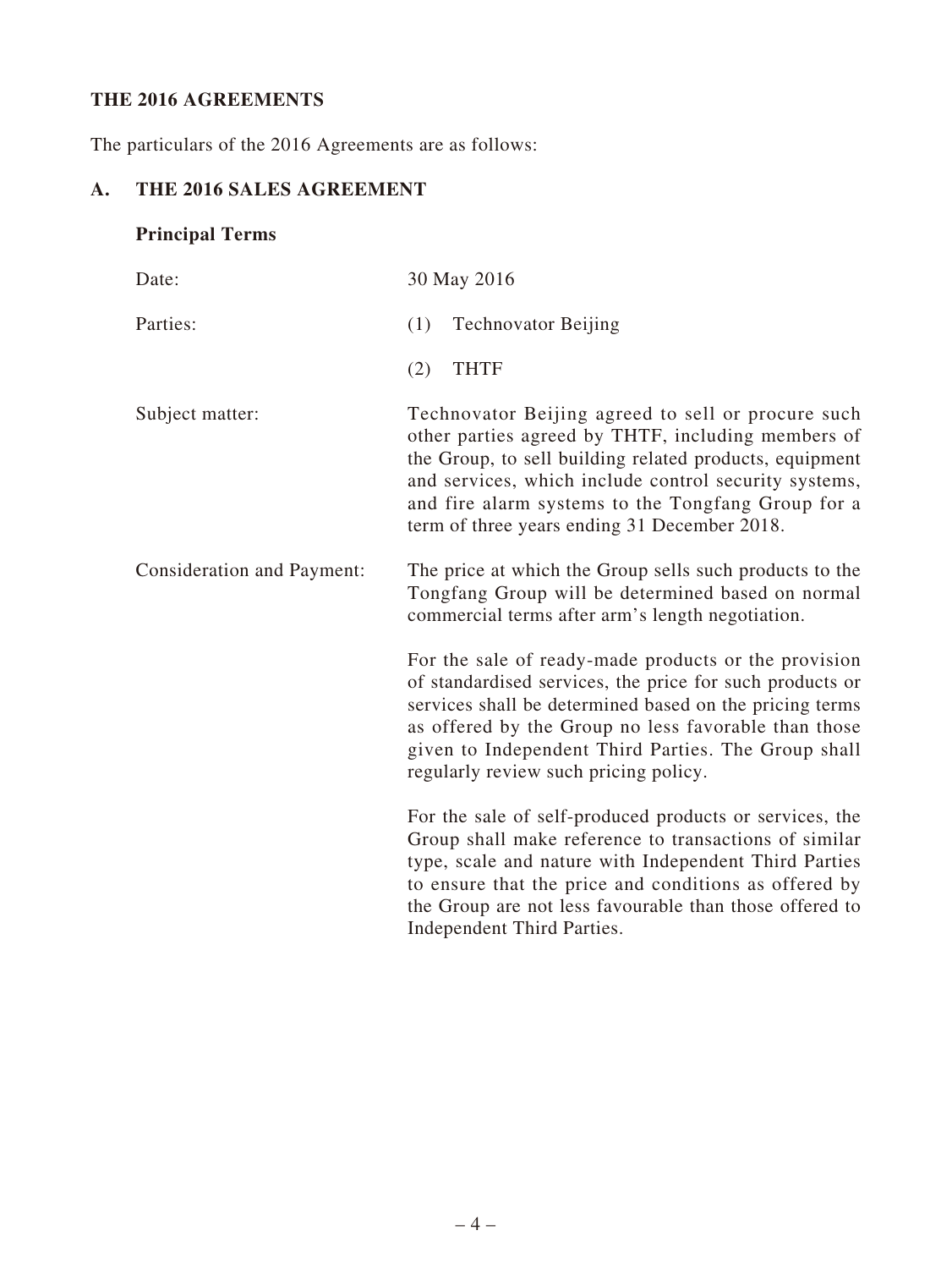## THE 2016 AGREEMENTS

The particulars of the 2016 Agreements are as follows:

### A. THE 2016 SALES AGREEMENT

**Principal Terms**

Date: 30 May 2016

Parties:
(1) Technovator Beijing
(2) THTF

Subject matter: Technovator Beijing agreed to sell or procure such other parties agreed by THTF, including members of the Group, to sell building related products, equipment and services, which include control security systems, and fire alarm systems to the Tongfang Group for a term of three years ending 31 December 2018.

Consideration and Payment: The price at which the Group sells such products to the Tongfang Group will be determined based on normal commercial terms after arm's length negotiation.

For the sale of ready-made products or the provision of standardised services, the price for such products or services shall be determined based on the pricing terms as offered by the Group no less favorable than those given to Independent Third Parties. The Group shall regularly review such pricing policy.

For the sale of self-produced products or services, the Group shall make reference to transactions of similar type, scale and nature with Independent Third Parties to ensure that the price and conditions as offered by the Group are not less favourable than those offered to Independent Third Parties.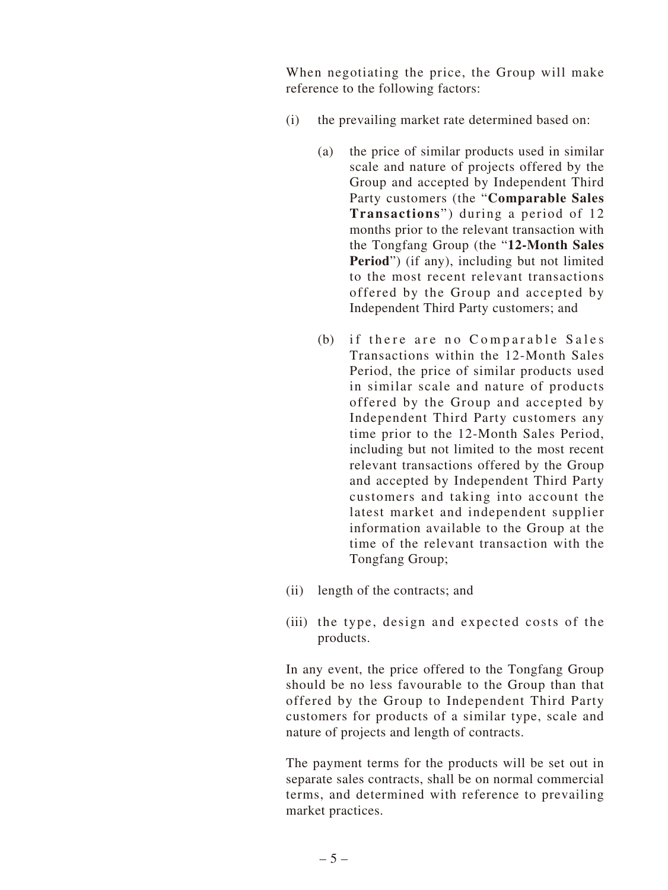When negotiating the price, the Group will make reference to the following factors:

(i) the prevailing market rate determined based on:

  (a) the price of similar products used in similar scale and nature of projects offered by the Group and accepted by Independent Third Party customers (the "**Comparable Sales Transactions**") during a period of 12 months prior to the relevant transaction with the Tongfang Group (the "**12-Month Sales Period**") (if any), including but not limited to the most recent relevant transactions offered by the Group and accepted by Independent Third Party customers; and

  (b) if there are no Comparable Sales Transactions within the 12-Month Sales Period, the price of similar products used in similar scale and nature of products offered by the Group and accepted by Independent Third Party customers any time prior to the 12-Month Sales Period, including but not limited to the most recent relevant transactions offered by the Group and accepted by Independent Third Party customers and taking into account the latest market and independent supplier information available to the Group at the time of the relevant transaction with the Tongfang Group;

(ii) length of the contracts; and

(iii) the type, design and expected costs of the products.

In any event, the price offered to the Tongfang Group should be no less favourable to the Group than that offered by the Group to Independent Third Party customers for products of a similar type, scale and nature of projects and length of contracts.

The payment terms for the products will be set out in separate sales contracts, shall be on normal commercial terms, and determined with reference to prevailing market practices.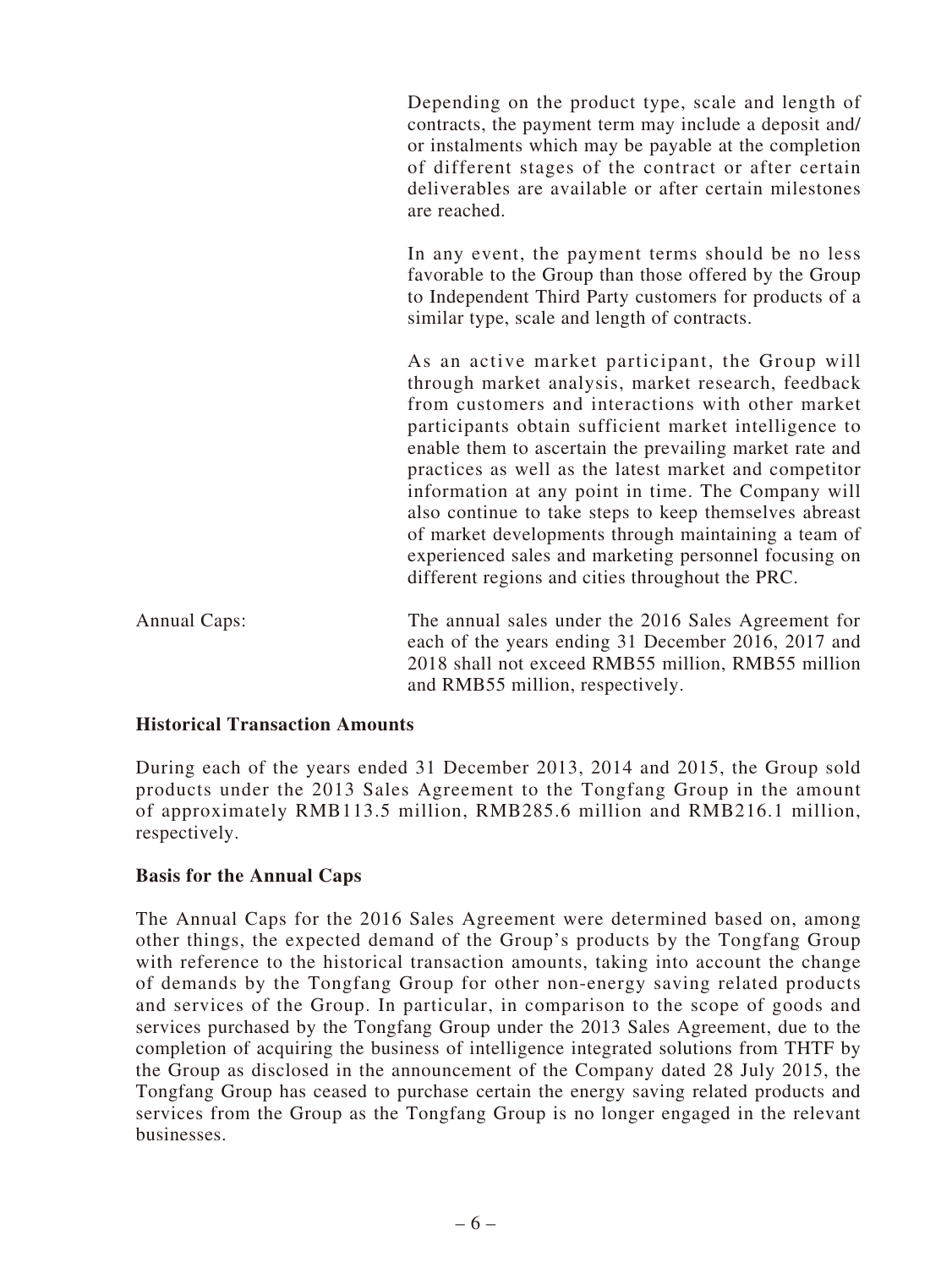Depending on the product type, scale and length of contracts, the payment term may include a deposit and/or instalments which may be payable at the completion of different stages of the contract or after certain deliverables are available or after certain milestones are reached.

In any event, the payment terms should be no less favorable to the Group than those offered by the Group to Independent Third Party customers for products of a similar type, scale and length of contracts.

As an active market participant, the Group will through market analysis, market research, feedback from customers and interactions with other market participants obtain sufficient market intelligence to enable them to ascertain the prevailing market rate and practices as well as the latest market and competitor information at any point in time. The Company will also continue to take steps to keep themselves abreast of market developments through maintaining a team of experienced sales and marketing personnel focusing on different regions and cities throughout the PRC.

Annual Caps: The annual sales under the 2016 Sales Agreement for each of the years ending 31 December 2016, 2017 and 2018 shall not exceed RMB55 million, RMB55 million and RMB55 million, respectively.

**Historical Transaction Amounts**

During each of the years ended 31 December 2013, 2014 and 2015, the Group sold products under the 2013 Sales Agreement to the Tongfang Group in the amount of approximately RMB113.5 million, RMB285.6 million and RMB216.1 million, respectively.

**Basis for the Annual Caps**

The Annual Caps for the 2016 Sales Agreement were determined based on, among other things, the expected demand of the Group's products by the Tongfang Group with reference to the historical transaction amounts, taking into account the change of demands by the Tongfang Group for other non-energy saving related products and services of the Group. In particular, in comparison to the scope of goods and services purchased by the Tongfang Group under the 2013 Sales Agreement, due to the completion of acquiring the business of intelligence integrated solutions from THTF by the Group as disclosed in the announcement of the Company dated 28 July 2015, the Tongfang Group has ceased to purchase certain the energy saving related products and services from the Group as the Tongfang Group is no longer engaged in the relevant businesses.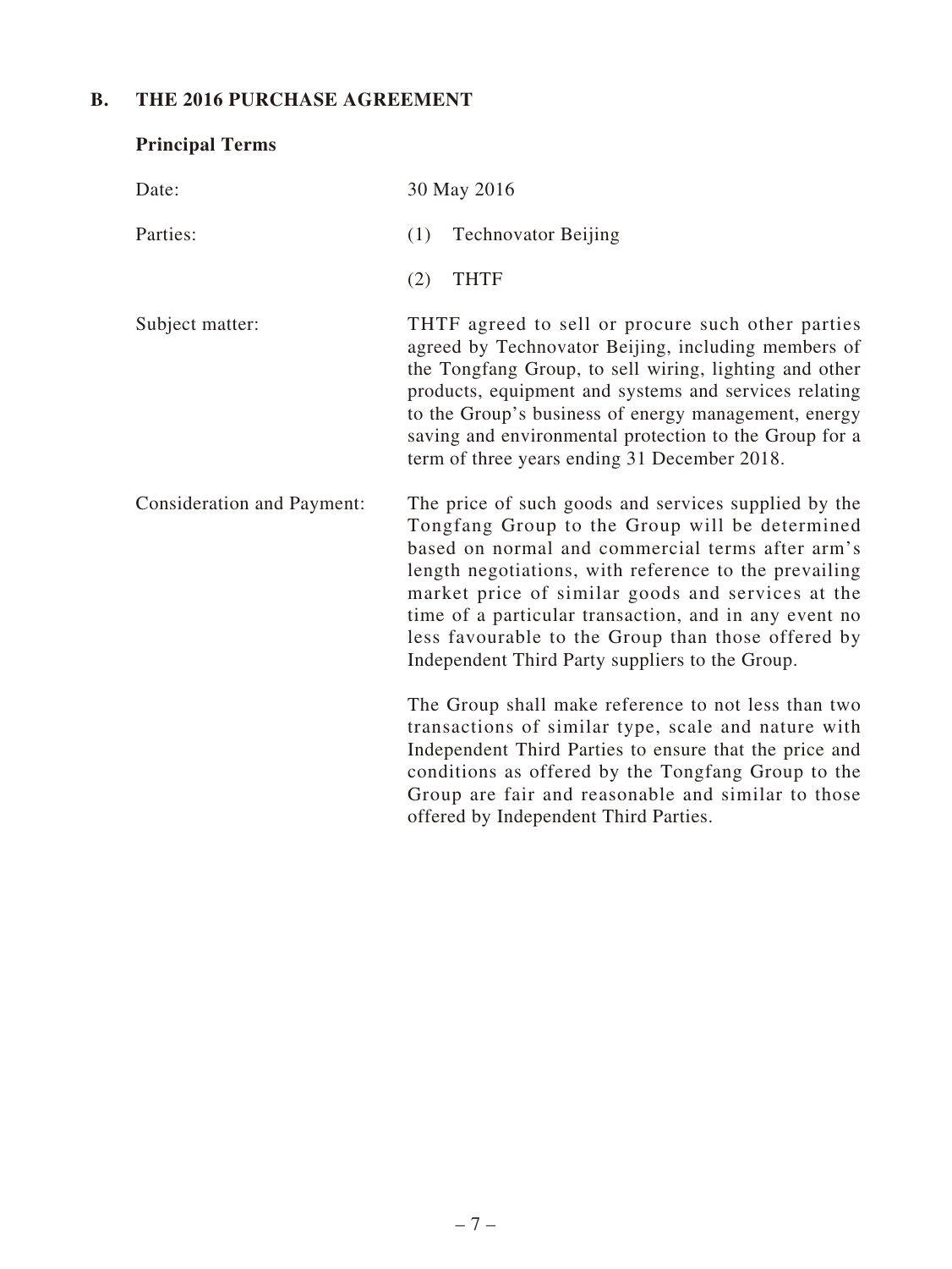## B. THE 2016 PURCHASE AGREEMENT

### Principal Terms

| | |
|---|---|
| Date: | 30 May 2016 |
| Parties: | (1) Technovator Beijing<br>(2) THTF |
| Subject matter: | THTF agreed to sell or procure such other parties agreed by Technovator Beijing, including members of the Tongfang Group, to sell wiring, lighting and other products, equipment and systems and services relating to the Group's business of energy management, energy saving and environmental protection to the Group for a term of three years ending 31 December 2018. |
| Consideration and Payment: | The price of such goods and services supplied by the Tongfang Group to the Group will be determined based on normal and commercial terms after arm's length negotiations, with reference to the prevailing market price of similar goods and services at the time of a particular transaction, and in any event no less favourable to the Group than those offered by Independent Third Party suppliers to the Group.<br><br>The Group shall make reference to not less than two transactions of similar type, scale and nature with Independent Third Parties to ensure that the price and conditions as offered by the Tongfang Group to the Group are fair and reasonable and similar to those offered by Independent Third Parties. |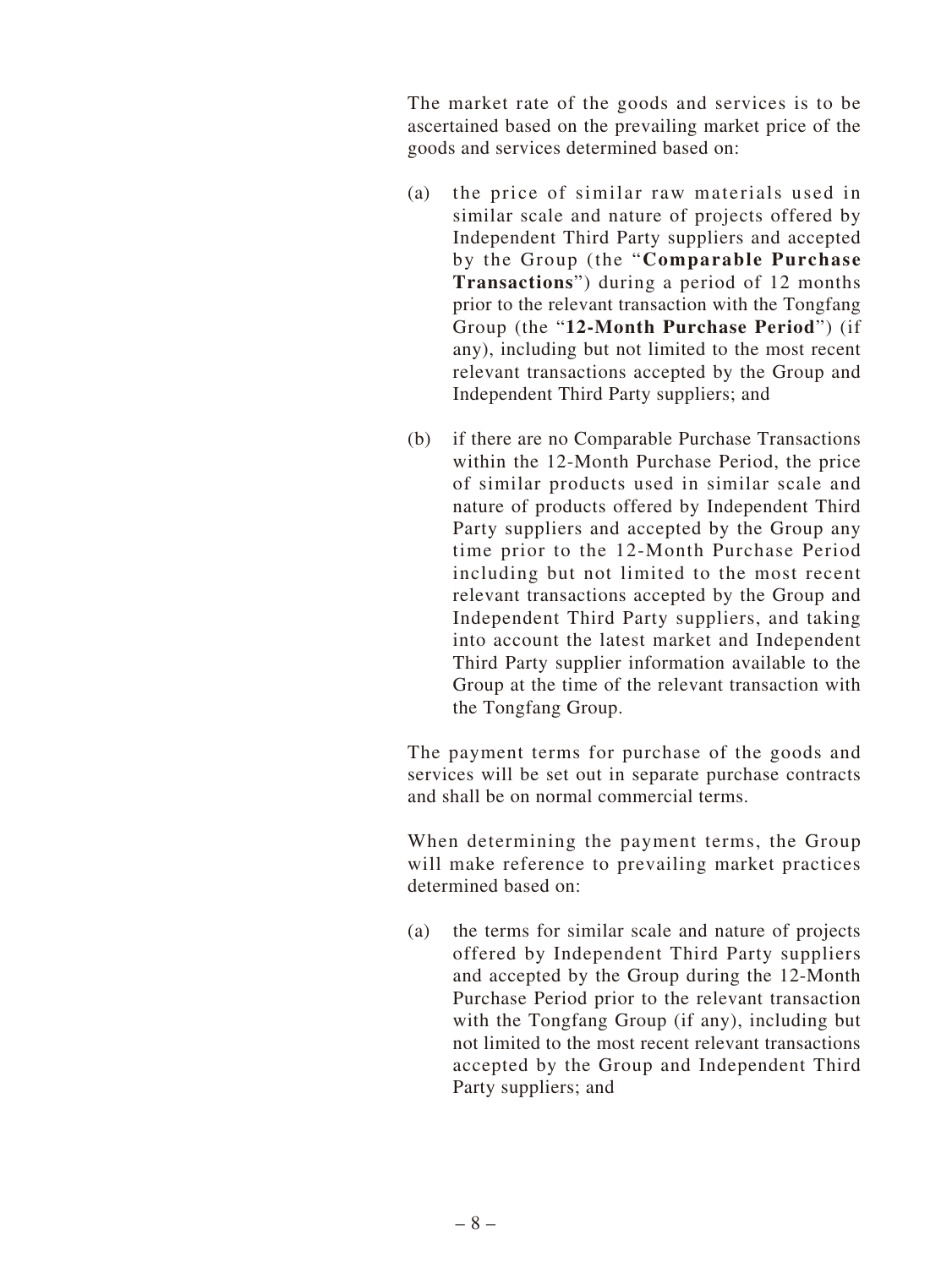The market rate of the goods and services is to be ascertained based on the prevailing market price of the goods and services determined based on:

(a) the price of similar raw materials used in similar scale and nature of projects offered by Independent Third Party suppliers and accepted by the Group (the "**Comparable Purchase Transactions**") during a period of 12 months prior to the relevant transaction with the Tongfang Group (the "**12-Month Purchase Period**") (if any), including but not limited to the most recent relevant transactions accepted by the Group and Independent Third Party suppliers; and

(b) if there are no Comparable Purchase Transactions within the 12-Month Purchase Period, the price of similar products used in similar scale and nature of products offered by Independent Third Party suppliers and accepted by the Group any time prior to the 12-Month Purchase Period including but not limited to the most recent relevant transactions accepted by the Group and Independent Third Party suppliers, and taking into account the latest market and Independent Third Party supplier information available to the Group at the time of the relevant transaction with the Tongfang Group.

The payment terms for purchase of the goods and services will be set out in separate purchase contracts and shall be on normal commercial terms.

When determining the payment terms, the Group will make reference to prevailing market practices determined based on:

(a) the terms for similar scale and nature of projects offered by Independent Third Party suppliers and accepted by the Group during the 12-Month Purchase Period prior to the relevant transaction with the Tongfang Group (if any), including but not limited to the most recent relevant transactions accepted by the Group and Independent Third Party suppliers; and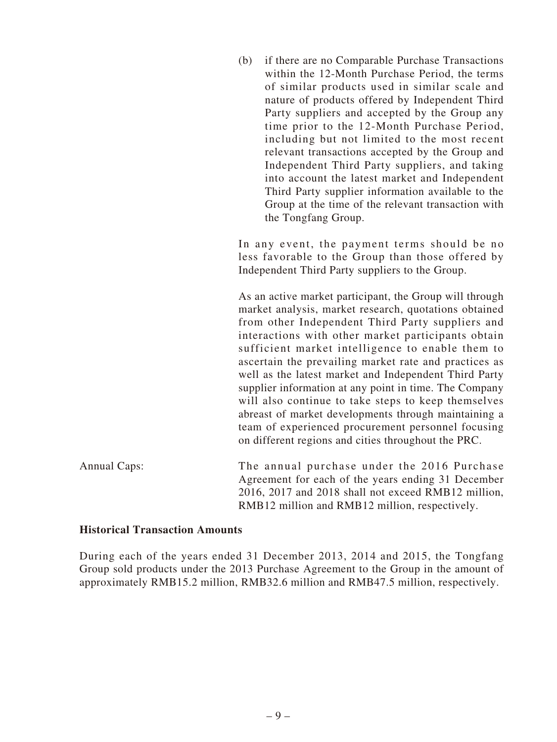(b) if there are no Comparable Purchase Transactions within the 12-Month Purchase Period, the terms of similar products used in similar scale and nature of products offered by Independent Third Party suppliers and accepted by the Group any time prior to the 12-Month Purchase Period, including but not limited to the most recent relevant transactions accepted by the Group and Independent Third Party suppliers, and taking into account the latest market and Independent Third Party supplier information available to the Group at the time of the relevant transaction with the Tongfang Group.

In any event, the payment terms should be no less favorable to the Group than those offered by Independent Third Party suppliers to the Group.

As an active market participant, the Group will through market analysis, market research, quotations obtained from other Independent Third Party suppliers and interactions with other market participants obtain sufficient market intelligence to enable them to ascertain the prevailing market rate and practices as well as the latest market and Independent Third Party supplier information at any point in time. The Company will also continue to take steps to keep themselves abreast of market developments through maintaining a team of experienced procurement personnel focusing on different regions and cities throughout the PRC.

Annual Caps: The annual purchase under the 2016 Purchase Agreement for each of the years ending 31 December 2016, 2017 and 2018 shall not exceed RMB12 million, RMB12 million and RMB12 million, respectively.

**Historical Transaction Amounts**

During each of the years ended 31 December 2013, 2014 and 2015, the Tongfang Group sold products under the 2013 Purchase Agreement to the Group in the amount of approximately RMB15.2 million, RMB32.6 million and RMB47.5 million, respectively.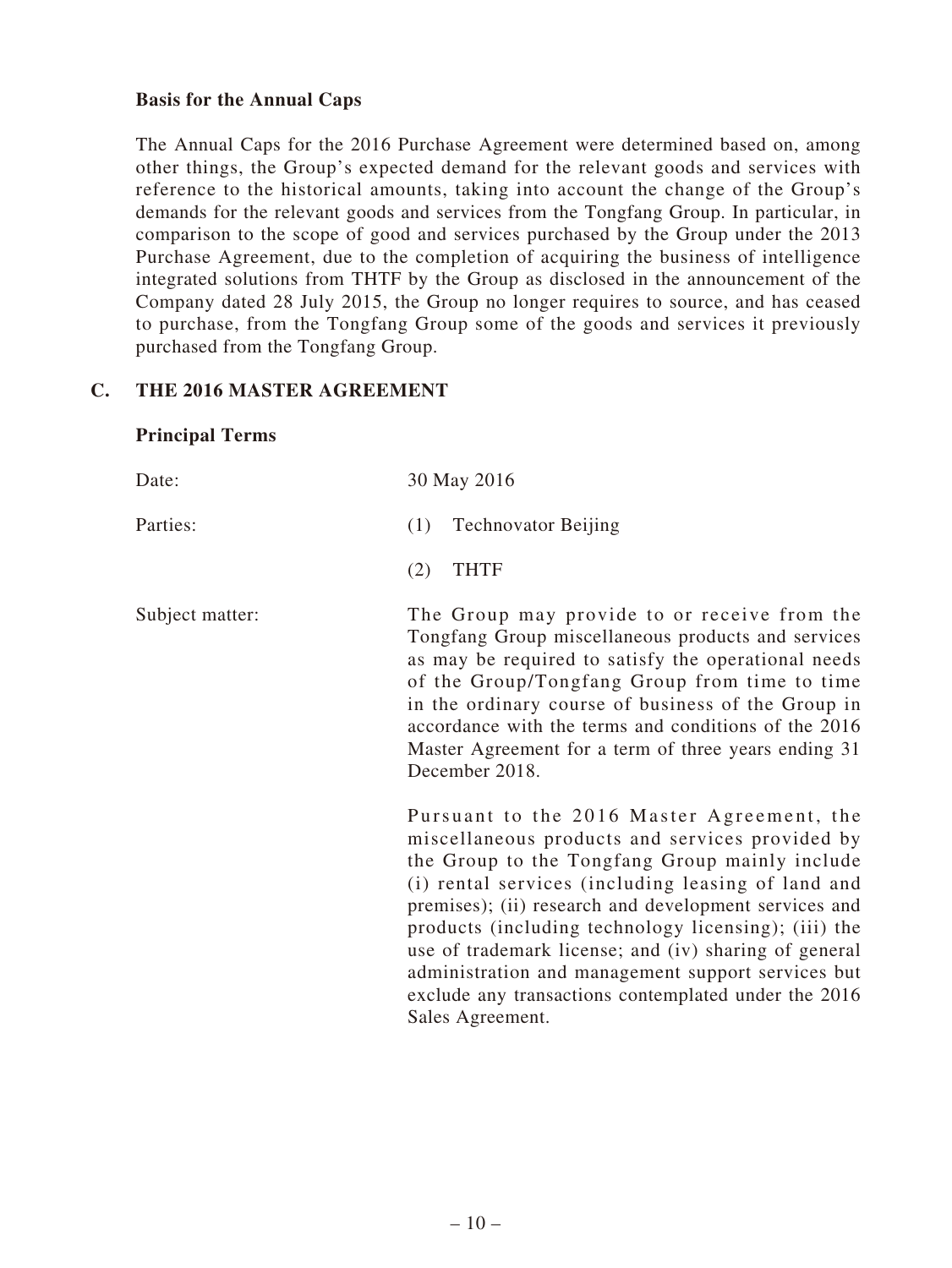**Basis for the Annual Caps**

The Annual Caps for the 2016 Purchase Agreement were determined based on, among other things, the Group's expected demand for the relevant goods and services with reference to the historical amounts, taking into account the change of the Group's demands for the relevant goods and services from the Tongfang Group. In particular, in comparison to the scope of good and services purchased by the Group under the 2013 Purchase Agreement, due to the completion of acquiring the business of intelligence integrated solutions from THTF by the Group as disclosed in the announcement of the Company dated 28 July 2015, the Group no longer requires to source, and has ceased to purchase, from the Tongfang Group some of the goods and services it previously purchased from the Tongfang Group.

## C. THE 2016 MASTER AGREEMENT

**Principal Terms**

Date: 30 May 2016

Parties:

(1) Technovator Beijing

(2) THTF

Subject matter: The Group may provide to or receive from the Tongfang Group miscellaneous products and services as may be required to satisfy the operational needs of the Group/Tongfang Group from time to time in the ordinary course of business of the Group in accordance with the terms and conditions of the 2016 Master Agreement for a term of three years ending 31 December 2018.

Pursuant to the 2016 Master Agreement, the miscellaneous products and services provided by the Group to the Tongfang Group mainly include (i) rental services (including leasing of land and premises); (ii) research and development services and products (including technology licensing); (iii) the use of trademark license; and (iv) sharing of general administration and management support services but exclude any transactions contemplated under the 2016 Sales Agreement.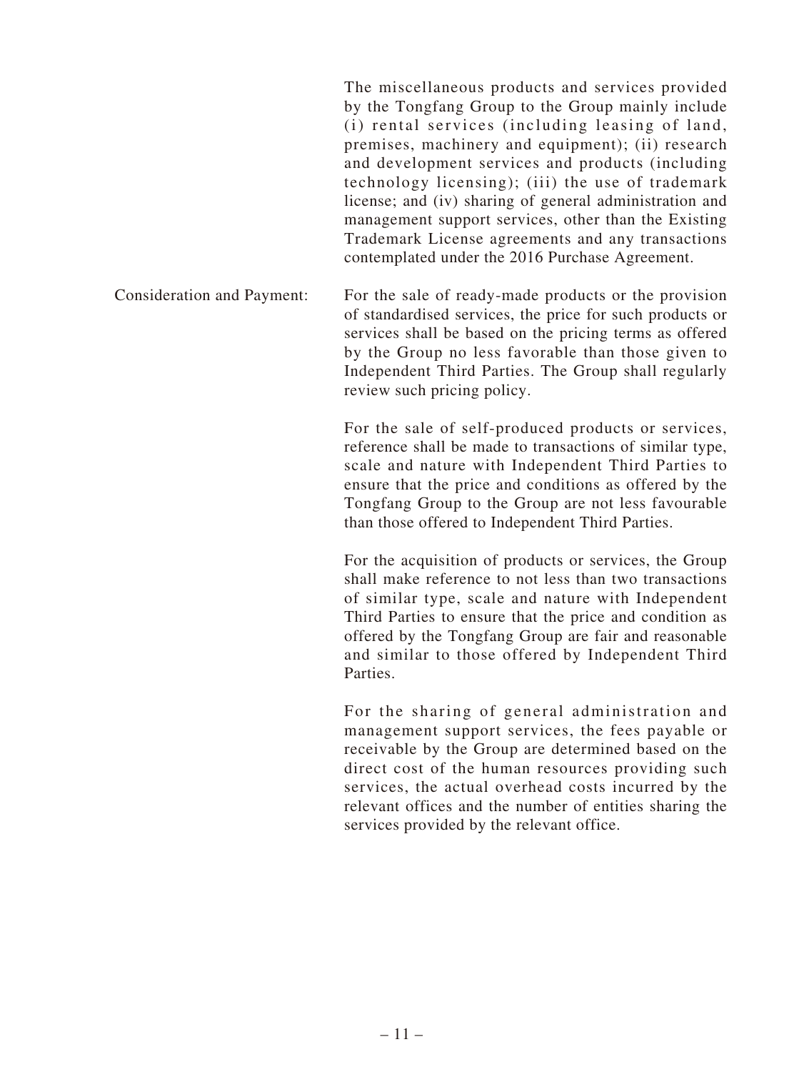The miscellaneous products and services provided by the Tongfang Group to the Group mainly include (i) rental services (including leasing of land, premises, machinery and equipment); (ii) research and development services and products (including technology licensing); (iii) the use of trademark license; and (iv) sharing of general administration and management support services, other than the Existing Trademark License agreements and any transactions contemplated under the 2016 Purchase Agreement.

Consideration and Payment:

For the sale of ready-made products or the provision of standardised services, the price for such products or services shall be based on the pricing terms as offered by the Group no less favorable than those given to Independent Third Parties. The Group shall regularly review such pricing policy.

For the sale of self-produced products or services, reference shall be made to transactions of similar type, scale and nature with Independent Third Parties to ensure that the price and conditions as offered by the Tongfang Group to the Group are not less favourable than those offered to Independent Third Parties.

For the acquisition of products or services, the Group shall make reference to not less than two transactions of similar type, scale and nature with Independent Third Parties to ensure that the price and condition as offered by the Tongfang Group are fair and reasonable and similar to those offered by Independent Third Parties.

For the sharing of general administration and management support services, the fees payable or receivable by the Group are determined based on the direct cost of the human resources providing such services, the actual overhead costs incurred by the relevant offices and the number of entities sharing the services provided by the relevant office.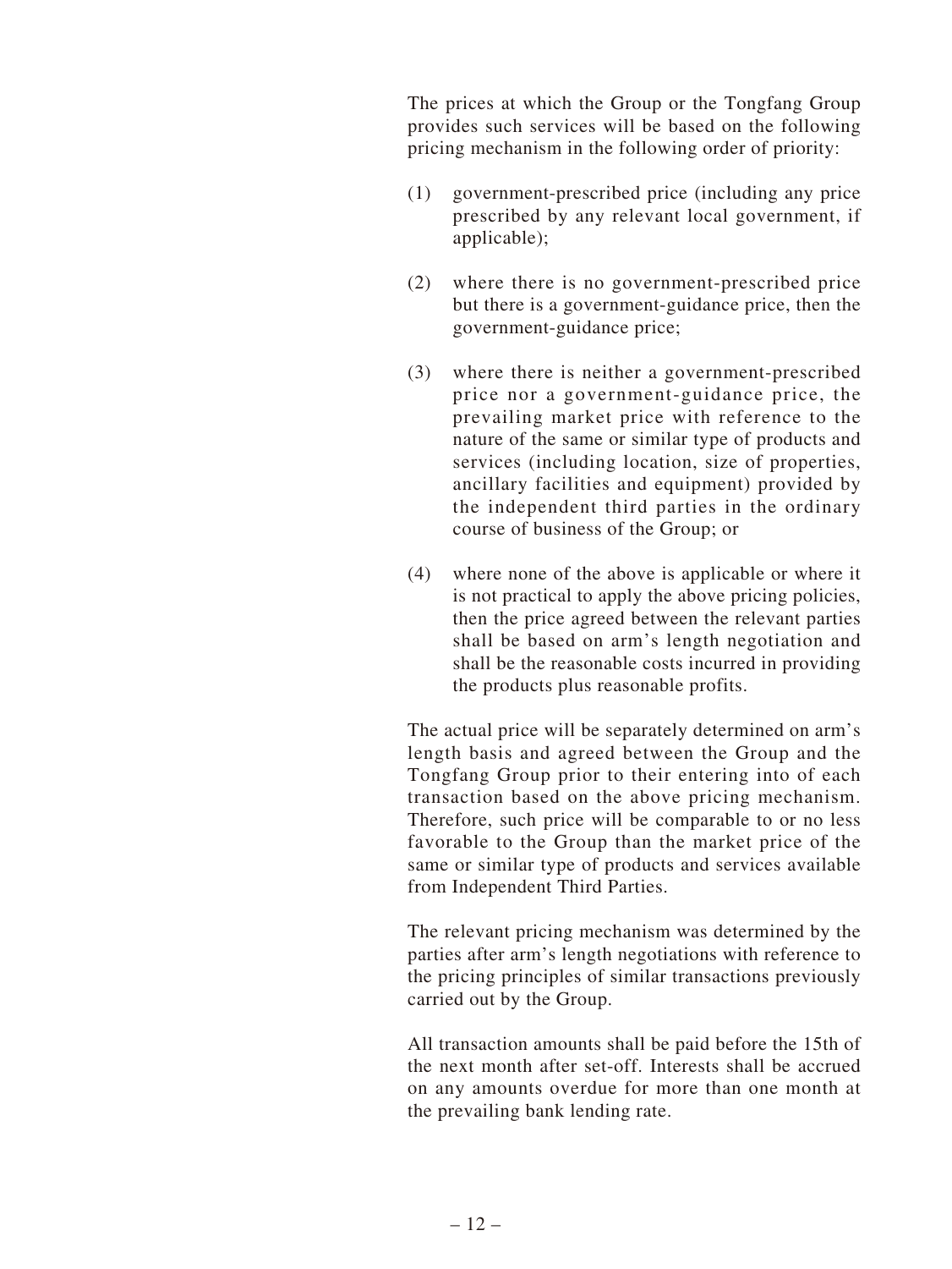The prices at which the Group or the Tongfang Group provides such services will be based on the following pricing mechanism in the following order of priority:

(1) government-prescribed price (including any price prescribed by any relevant local government, if applicable);

(2) where there is no government-prescribed price but there is a government-guidance price, then the government-guidance price;

(3) where there is neither a government-prescribed price nor a government-guidance price, the prevailing market price with reference to the nature of the same or similar type of products and services (including location, size of properties, ancillary facilities and equipment) provided by the independent third parties in the ordinary course of business of the Group; or

(4) where none of the above is applicable or where it is not practical to apply the above pricing policies, then the price agreed between the relevant parties shall be based on arm's length negotiation and shall be the reasonable costs incurred in providing the products plus reasonable profits.

The actual price will be separately determined on arm's length basis and agreed between the Group and the Tongfang Group prior to their entering into of each transaction based on the above pricing mechanism. Therefore, such price will be comparable to or no less favorable to the Group than the market price of the same or similar type of products and services available from Independent Third Parties.

The relevant pricing mechanism was determined by the parties after arm's length negotiations with reference to the pricing principles of similar transactions previously carried out by the Group.

All transaction amounts shall be paid before the 15th of the next month after set-off. Interests shall be accrued on any amounts overdue for more than one month at the prevailing bank lending rate.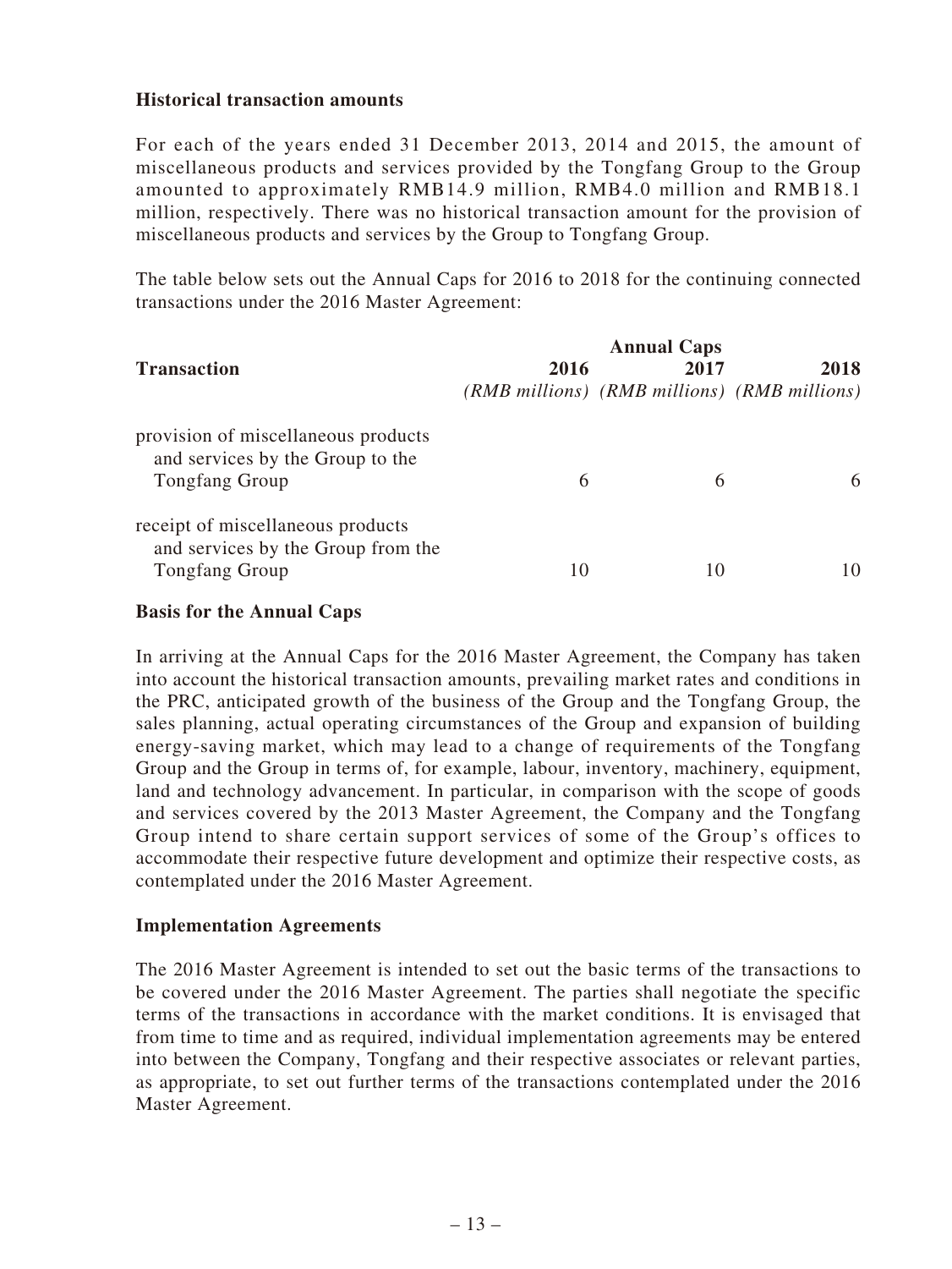**Historical transaction amounts**

For each of the years ended 31 December 2013, 2014 and 2015, the amount of miscellaneous products and services provided by the Tongfang Group to the Group amounted to approximately RMB14.9 million, RMB4.0 million and RMB18.1 million, respectively. There was no historical transaction amount for the provision of miscellaneous products and services by the Group to Tongfang Group.

The table below sets out the Annual Caps for 2016 to 2018 for the continuing connected transactions under the 2016 Master Agreement:

| **Transaction** | **Annual Caps** | | |
|---|---|---|---|
| | **2016** | **2017** | **2018** |
| | *(RMB millions)* | *(RMB millions)* | *(RMB millions)* |
| provision of miscellaneous products and services by the Group to the Tongfang Group | 6 | 6 | 6 |
| receipt of miscellaneous products and services by the Group from the Tongfang Group | 10 | 10 | 10 |

**Basis for the Annual Caps**

In arriving at the Annual Caps for the 2016 Master Agreement, the Company has taken into account the historical transaction amounts, prevailing market rates and conditions in the PRC, anticipated growth of the business of the Group and the Tongfang Group, the sales planning, actual operating circumstances of the Group and expansion of building energy-saving market, which may lead to a change of requirements of the Tongfang Group and the Group in terms of, for example, labour, inventory, machinery, equipment, land and technology advancement. In particular, in comparison with the scope of goods and services covered by the 2013 Master Agreement, the Company and the Tongfang Group intend to share certain support services of some of the Group's offices to accommodate their respective future development and optimize their respective costs, as contemplated under the 2016 Master Agreement.

**Implementation Agreements**

The 2016 Master Agreement is intended to set out the basic terms of the transactions to be covered under the 2016 Master Agreement. The parties shall negotiate the specific terms of the transactions in accordance with the market conditions. It is envisaged that from time to time and as required, individual implementation agreements may be entered into between the Company, Tongfang and their respective associates or relevant parties, as appropriate, to set out further terms of the transactions contemplated under the 2016 Master Agreement.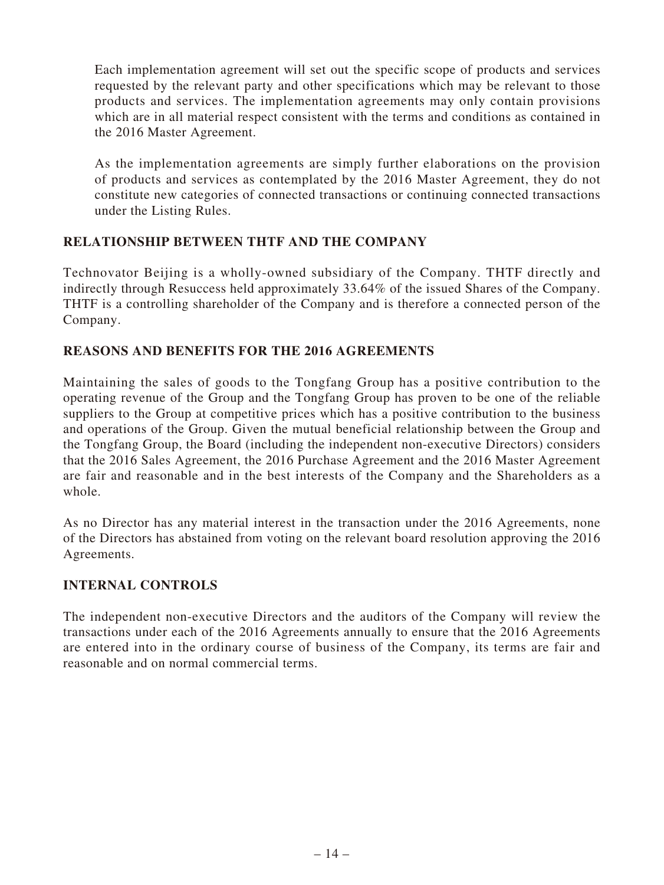Each implementation agreement will set out the specific scope of products and services requested by the relevant party and other specifications which may be relevant to those products and services. The implementation agreements may only contain provisions which are in all material respect consistent with the terms and conditions as contained in the 2016 Master Agreement.

As the implementation agreements are simply further elaborations on the provision of products and services as contemplated by the 2016 Master Agreement, they do not constitute new categories of connected transactions or continuing connected transactions under the Listing Rules.

## RELATIONSHIP BETWEEN THTF AND THE COMPANY

Technovator Beijing is a wholly-owned subsidiary of the Company. THTF directly and indirectly through Resuccess held approximately 33.64% of the issued Shares of the Company. THTF is a controlling shareholder of the Company and is therefore a connected person of the Company.

## REASONS AND BENEFITS FOR THE 2016 AGREEMENTS

Maintaining the sales of goods to the Tongfang Group has a positive contribution to the operating revenue of the Group and the Tongfang Group has proven to be one of the reliable suppliers to the Group at competitive prices which has a positive contribution to the business and operations of the Group. Given the mutual beneficial relationship between the Group and the Tongfang Group, the Board (including the independent non-executive Directors) considers that the 2016 Sales Agreement, the 2016 Purchase Agreement and the 2016 Master Agreement are fair and reasonable and in the best interests of the Company and the Shareholders as a whole.

As no Director has any material interest in the transaction under the 2016 Agreements, none of the Directors has abstained from voting on the relevant board resolution approving the 2016 Agreements.

## INTERNAL CONTROLS

The independent non-executive Directors and the auditors of the Company will review the transactions under each of the 2016 Agreements annually to ensure that the 2016 Agreements are entered into in the ordinary course of business of the Company, its terms are fair and reasonable and on normal commercial terms.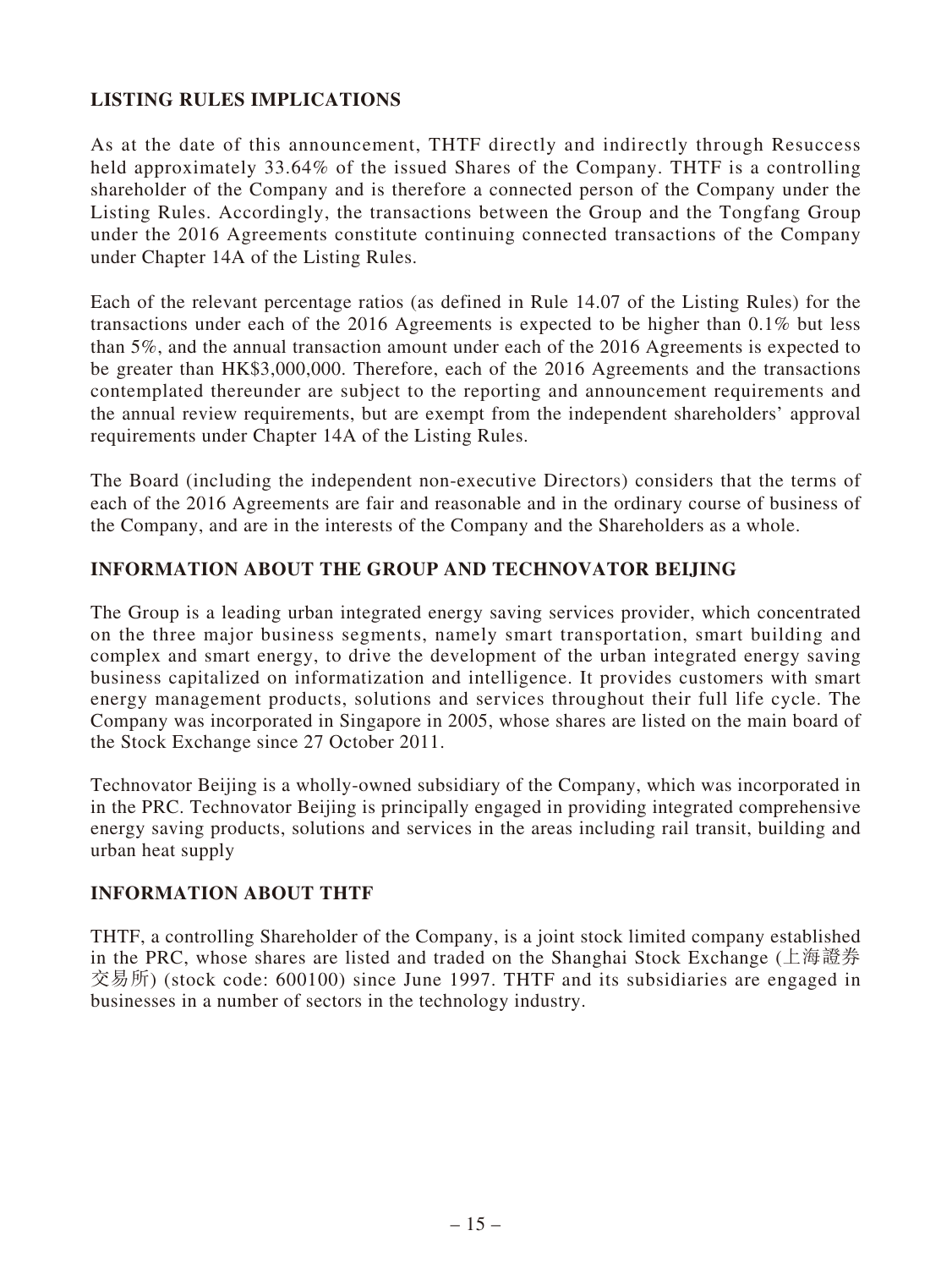## LISTING RULES IMPLICATIONS

As at the date of this announcement, THTF directly and indirectly through Resuccess held approximately 33.64% of the issued Shares of the Company. THTF is a controlling shareholder of the Company and is therefore a connected person of the Company under the Listing Rules. Accordingly, the transactions between the Group and the Tongfang Group under the 2016 Agreements constitute continuing connected transactions of the Company under Chapter 14A of the Listing Rules.

Each of the relevant percentage ratios (as defined in Rule 14.07 of the Listing Rules) for the transactions under each of the 2016 Agreements is expected to be higher than 0.1% but less than 5%, and the annual transaction amount under each of the 2016 Agreements is expected to be greater than HK$3,000,000. Therefore, each of the 2016 Agreements and the transactions contemplated thereunder are subject to the reporting and announcement requirements and the annual review requirements, but are exempt from the independent shareholders' approval requirements under Chapter 14A of the Listing Rules.

The Board (including the independent non-executive Directors) considers that the terms of each of the 2016 Agreements are fair and reasonable and in the ordinary course of business of the Company, and are in the interests of the Company and the Shareholders as a whole.

## INFORMATION ABOUT THE GROUP AND TECHNOVATOR BEIJING

The Group is a leading urban integrated energy saving services provider, which concentrated on the three major business segments, namely smart transportation, smart building and complex and smart energy, to drive the development of the urban integrated energy saving business capitalized on informatization and intelligence. It provides customers with smart energy management products, solutions and services throughout their full life cycle. The Company was incorporated in Singapore in 2005, whose shares are listed on the main board of the Stock Exchange since 27 October 2011.

Technovator Beijing is a wholly-owned subsidiary of the Company, which was incorporated in in the PRC. Technovator Beijing is principally engaged in providing integrated comprehensive energy saving products, solutions and services in the areas including rail transit, building and urban heat supply

## INFORMATION ABOUT THTF

THTF, a controlling Shareholder of the Company, is a joint stock limited company established in the PRC, whose shares are listed and traded on the Shanghai Stock Exchange (上海證券交易所) (stock code: 600100) since June 1997. THTF and its subsidiaries are engaged in businesses in a number of sectors in the technology industry.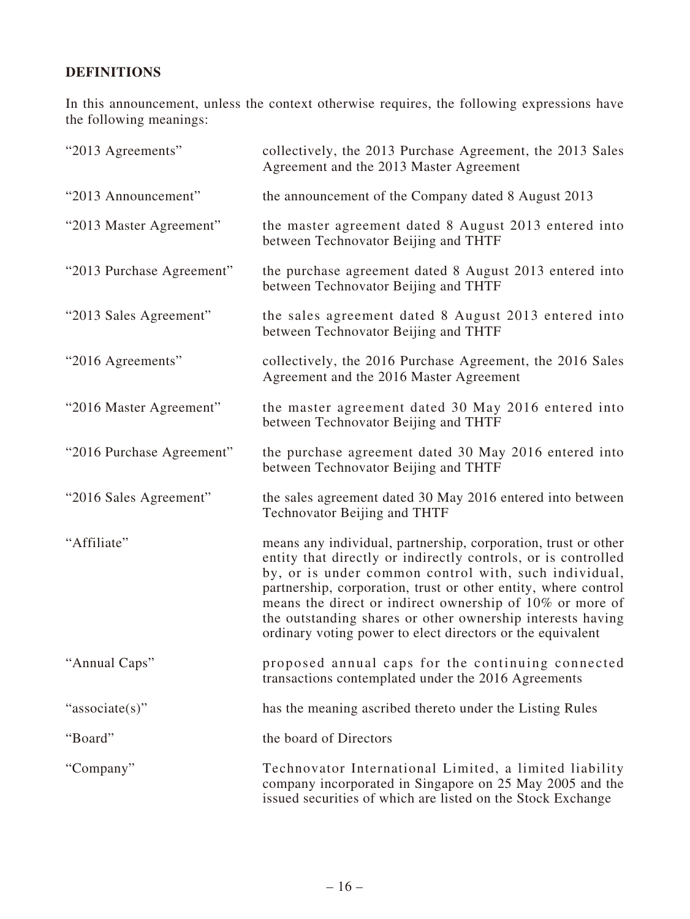## DEFINITIONS

In this announcement, unless the context otherwise requires, the following expressions have the following meanings:

| | |
|---|---|
| "2013 Agreements" | collectively, the 2013 Purchase Agreement, the 2013 Sales Agreement and the 2013 Master Agreement |
| "2013 Announcement" | the announcement of the Company dated 8 August 2013 |
| "2013 Master Agreement" | the master agreement dated 8 August 2013 entered into between Technovator Beijing and THTF |
| "2013 Purchase Agreement" | the purchase agreement dated 8 August 2013 entered into between Technovator Beijing and THTF |
| "2013 Sales Agreement" | the sales agreement dated 8 August 2013 entered into between Technovator Beijing and THTF |
| "2016 Agreements" | collectively, the 2016 Purchase Agreement, the 2016 Sales Agreement and the 2016 Master Agreement |
| "2016 Master Agreement" | the master agreement dated 30 May 2016 entered into between Technovator Beijing and THTF |
| "2016 Purchase Agreement" | the purchase agreement dated 30 May 2016 entered into between Technovator Beijing and THTF |
| "2016 Sales Agreement" | the sales agreement dated 30 May 2016 entered into between Technovator Beijing and THTF |
| "Affiliate" | means any individual, partnership, corporation, trust or other entity that directly or indirectly controls, or is controlled by, or is under common control with, such individual, partnership, corporation, trust or other entity, where control means the direct or indirect ownership of 10% or more of the outstanding shares or other ownership interests having ordinary voting power to elect directors or the equivalent |
| "Annual Caps" | proposed annual caps for the continuing connected transactions contemplated under the 2016 Agreements |
| "associate(s)" | has the meaning ascribed thereto under the Listing Rules |
| "Board" | the board of Directors |
| "Company" | Technovator International Limited, a limited liability company incorporated in Singapore on 25 May 2005 and the issued securities of which are listed on the Stock Exchange |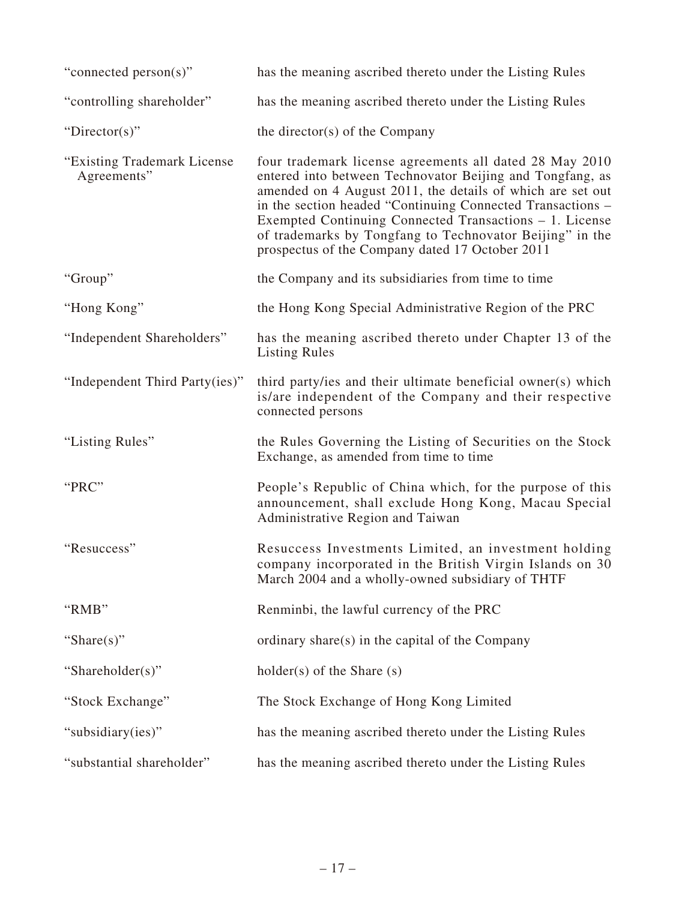| | |
|---|---|
| "connected person(s)" | has the meaning ascribed thereto under the Listing Rules |
| "controlling shareholder" | has the meaning ascribed thereto under the Listing Rules |
| "Director(s)" | the director(s) of the Company |
| "Existing Trademark License Agreements" | four trademark license agreements all dated 28 May 2010 entered into between Technovator Beijing and Tongfang, as amended on 4 August 2011, the details of which are set out in the section headed "Continuing Connected Transactions – Exempted Continuing Connected Transactions – 1. License of trademarks by Tongfang to Technovator Beijing" in the prospectus of the Company dated 17 October 2011 |
| "Group" | the Company and its subsidiaries from time to time |
| "Hong Kong" | the Hong Kong Special Administrative Region of the PRC |
| "Independent Shareholders" | has the meaning ascribed thereto under Chapter 13 of the Listing Rules |
| "Independent Third Party(ies)" | third party/ies and their ultimate beneficial owner(s) which is/are independent of the Company and their respective connected persons |
| "Listing Rules" | the Rules Governing the Listing of Securities on the Stock Exchange, as amended from time to time |
| "PRC" | People's Republic of China which, for the purpose of this announcement, shall exclude Hong Kong, Macau Special Administrative Region and Taiwan |
| "Resuccess" | Resuccess Investments Limited, an investment holding company incorporated in the British Virgin Islands on 30 March 2004 and a wholly-owned subsidiary of THTF |
| "RMB" | Renminbi, the lawful currency of the PRC |
| "Share(s)" | ordinary share(s) in the capital of the Company |
| "Shareholder(s)" | holder(s) of the Share (s) |
| "Stock Exchange" | The Stock Exchange of Hong Kong Limited |
| "subsidiary(ies)" | has the meaning ascribed thereto under the Listing Rules |
| "substantial shareholder" | has the meaning ascribed thereto under the Listing Rules |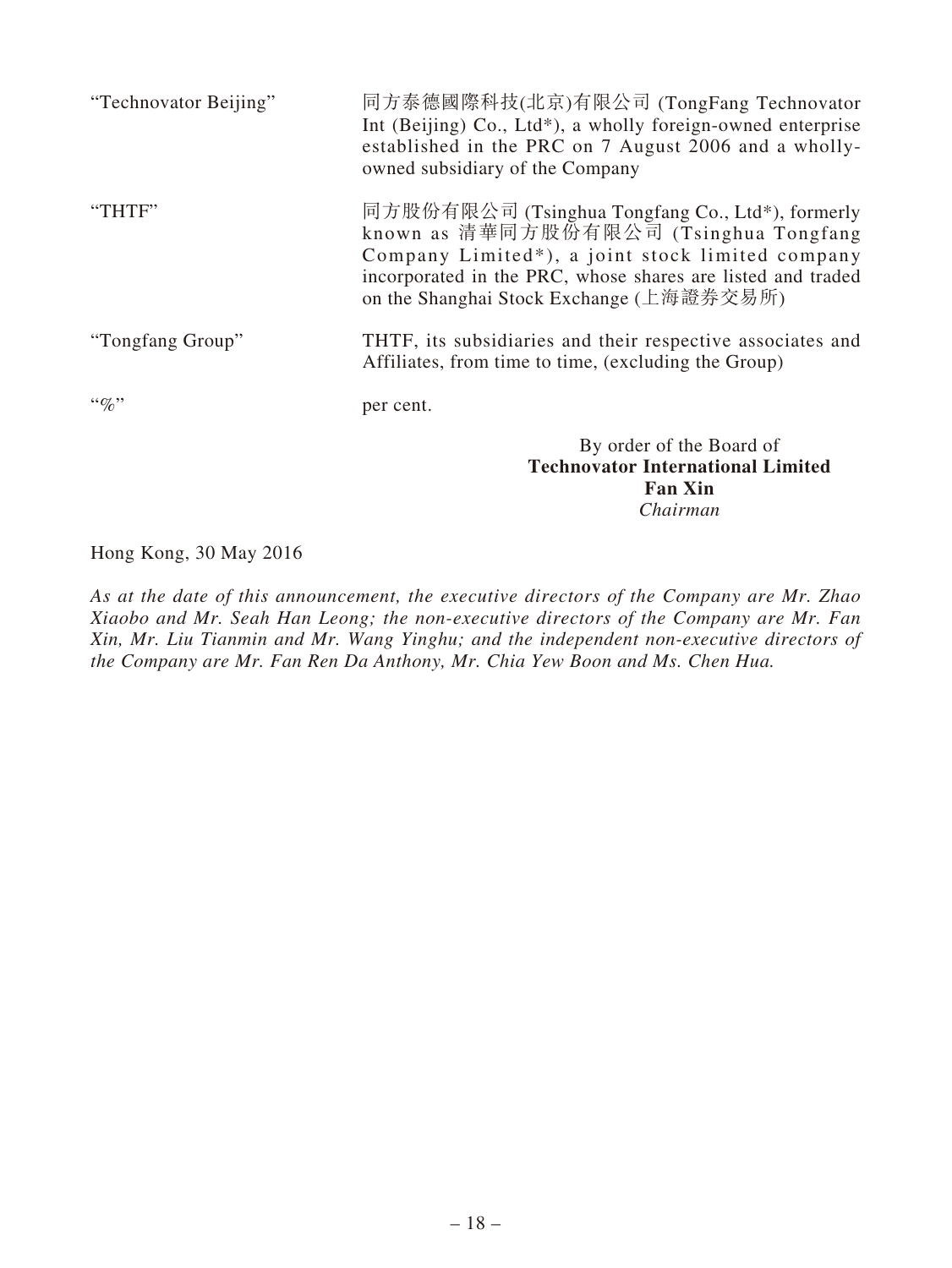| | |
|---|---|
| "Technovator Beijing" | 同方泰德國際科技(北京)有限公司 (TongFang Technovator Int (Beijing) Co., Ltd*), a wholly foreign-owned enterprise established in the PRC on 7 August 2006 and a wholly-owned subsidiary of the Company |
| "THTF" | 同方股份有限公司 (Tsinghua Tongfang Co., Ltd*), formerly known as 清華同方股份有限公司 (Tsinghua Tongfang Company Limited*), a joint stock limited company incorporated in the PRC, whose shares are listed and traded on the Shanghai Stock Exchange (上海證券交易所) |
| "Tongfang Group" | THTF, its subsidiaries and their respective associates and Affiliates, from time to time, (excluding the Group) |
| "%" | per cent. |

By order of the Board of
**Technovator International Limited**
**Fan Xin**
*Chairman*

Hong Kong, 30 May 2016

*As at the date of this announcement, the executive directors of the Company are Mr. Zhao Xiaobo and Mr. Seah Han Leong; the non-executive directors of the Company are Mr. Fan Xin, Mr. Liu Tianmin and Mr. Wang Yinghu; and the independent non-executive directors of the Company are Mr. Fan Ren Da Anthony, Mr. Chia Yew Boon and Ms. Chen Hua.*